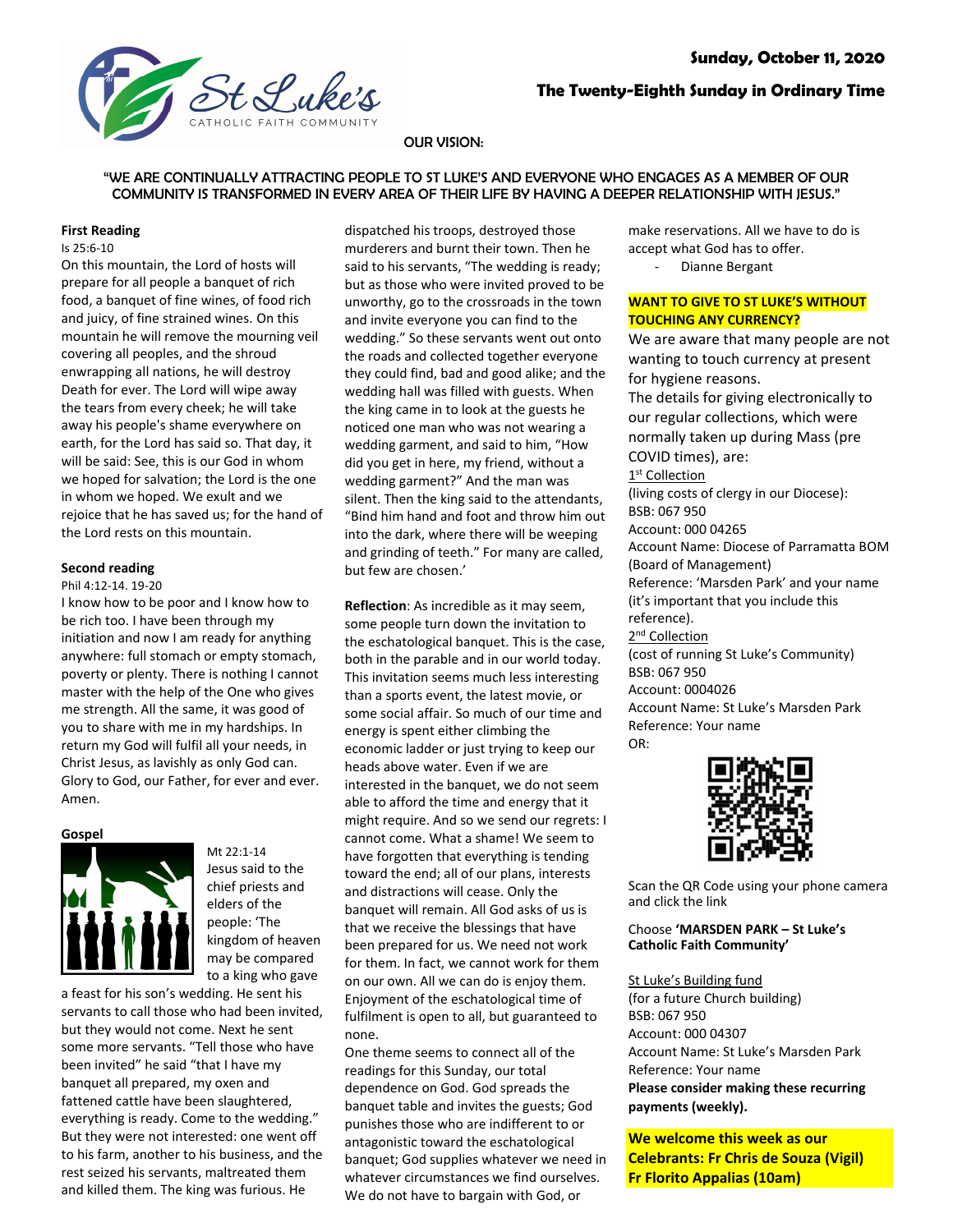Sunday, October 11, 2020

## The Twenty-Eighth Sunday in Ordinary Time

OUR VISION:

"WE ARE CONTINUALLY ATTRACTING PEOPLE TO ST LUKE'S AND EVERYONE WHO ENGAGES AS A MEMBER OF OUR COMMUNITY IS TRANSFORMED IN EVERY AREA OF THEIR LIFE BY HAVING A DEEPER RELATIONSHIP WITH JESUS."

**First Reading**

Is 25:6-10

On this mountain, the Lord of hosts will prepare for all people a banquet of rich food, a banquet of fine wines, of food rich and juicy, of fine strained wines. On this mountain he will remove the mourning veil covering all peoples, and the shroud enwrapping all nations, he will destroy Death for ever. The Lord will wipe away the tears from every cheek; he will take away his people's shame everywhere on earth, for the Lord has said so. That day, it will be said: See, this is our God in whom we hoped for salvation; the Lord is the one in whom we hoped. We exult and we rejoice that he has saved us; for the hand of the Lord rests on this mountain.

**Second reading**

Phil 4:12-14. 19-20

I know how to be poor and I know how to be rich too. I have been through my initiation and now I am ready for anything anywhere: full stomach or empty stomach, poverty or plenty. There is nothing I cannot master with the help of the One who gives me strength. All the same, it was good of you to share with me in my hardships. In return my God will fulfil all your needs, in Christ Jesus, as lavishly as only God can. Glory to God, our Father, for ever and ever. Amen.

**Gospel**

Mt 22:1-14

Jesus said to the chief priests and elders of the people: 'The kingdom of heaven may be compared to a king who gave a feast for his son's wedding. He sent his servants to call those who had been invited, but they would not come. Next he sent some more servants. "Tell those who have been invited" he said "that I have my banquet all prepared, my oxen and fattened cattle have been slaughtered, everything is ready. Come to the wedding." But they were not interested: one went off to his farm, another to his business, and the rest seized his servants, maltreated them and killed them. The king was furious. He dispatched his troops, destroyed those murderers and burnt their town. Then he said to his servants, "The wedding is ready; but as those who were invited proved to be unworthy, go to the crossroads in the town and invite everyone you can find to the wedding." So these servants went out onto the roads and collected together everyone they could find, bad and good alike; and the wedding hall was filled with guests. When the king came in to look at the guests he noticed one man who was not wearing a wedding garment, and said to him, "How did you get in here, my friend, without a wedding garment?" And the man was silent. Then the king said to the attendants, "Bind him hand and foot and throw him out into the dark, where there will be weeping and grinding of teeth." For many are called, but few are chosen.'

**Reflection**: As incredible as it may seem, some people turn down the invitation to the eschatological banquet. This is the case, both in the parable and in our world today. This invitation seems much less interesting than a sports event, the latest movie, or some social affair. So much of our time and energy is spent either climbing the economic ladder or just trying to keep our heads above water. Even if we are interested in the banquet, we do not seem able to afford the time and energy that it might require. And so we send our regrets: I cannot come. What a shame! We seem to have forgotten that everything is tending toward the end; all of our plans, interests and distractions will cease. Only the banquet will remain. All God asks of us is that we receive the blessings that have been prepared for us. We need not work for them. In fact, we cannot work for them on our own. All we can do is enjoy them. Enjoyment of the eschatological time of fulfilment is open to all, but guaranteed to none.

One theme seems to connect all of the readings for this Sunday, our total dependence on God. God spreads the banquet table and invites the guests; God punishes those who are indifferent to or antagonistic toward the eschatological banquet; God supplies whatever we need in whatever circumstances we find ourselves. We do not have to bargain with God, or make reservations. All we have to do is accept what God has to offer.

- Dianne Bergant

**WANT TO GIVE TO ST LUKE'S WITHOUT TOUCHING ANY CURRENCY?**

We are aware that many people are not wanting to touch currency at present for hygiene reasons.

The details for giving electronically to our regular collections, which were normally taken up during Mass (pre COVID times), are:

1st Collection
(living costs of clergy in our Diocese):
BSB: 067 950
Account: 000 04265
Account Name: Diocese of Parramatta BOM (Board of Management)
Reference: 'Marsden Park' and your name (it's important that you include this reference).

2nd Collection
(cost of running St Luke's Community)
BSB: 067 950
Account: 0004026
Account Name: St Luke's Marsden Park
Reference: Your name
OR:

Scan the QR Code using your phone camera and click the link

Choose **'MARSDEN PARK – St Luke's Catholic Faith Community'**

St Luke's Building fund
(for a future Church building)
BSB: 067 950
Account: 000 04307
Account Name: St Luke's Marsden Park
Reference: Your name
**Please consider making these recurring payments (weekly).**

**We welcome this week as our Celebrants: Fr Chris de Souza (Vigil) Fr Florito Appalias (10am)**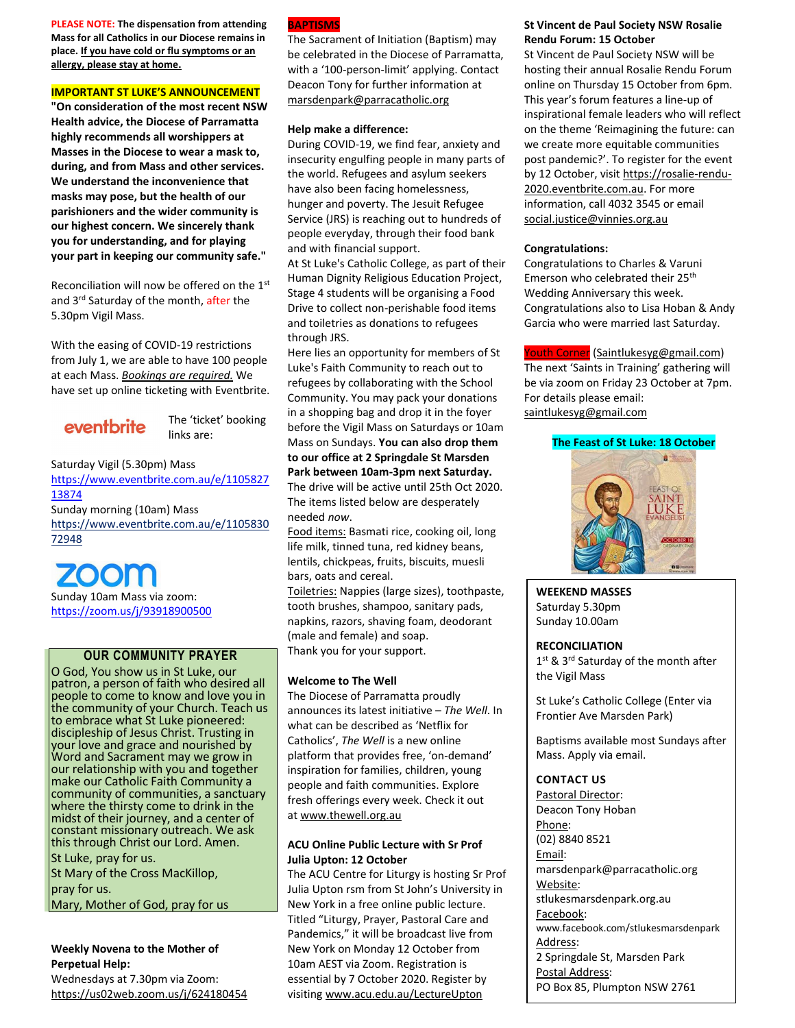**PLEASE NOTE: The dispensation from attending Mass for all Catholics in our Diocese remains in place. If you have cold or flu symptoms or an allergy, please stay at home.**

**IMPORTANT ST LUKE'S ANNOUNCEMENT**

**"On consideration of the most recent NSW Health advice, the Diocese of Parramatta highly recommends all worshippers at Masses in the Diocese to wear a mask to, during, and from Mass and other services. We understand the inconvenience that masks may pose, but the health of our parishioners and the wider community is our highest concern. We sincerely thank you for understanding, and for playing your part in keeping our community safe."**

Reconciliation will now be offered on the 1st and 3rd Saturday of the month, after the 5.30pm Vigil Mass.

With the easing of COVID-19 restrictions from July 1, we are able to have 100 people at each Mass. *Bookings are required.* We have set up online ticketing with Eventbrite.

eventbrite

The 'ticket' booking links are:

Saturday Vigil (5.30pm) Mass
https://www.eventbrite.com.au/e/110582713874

Sunday morning (10am) Mass
https://www.eventbrite.com.au/e/110583072948

zoom

Sunday 10am Mass via zoom:
https://zoom.us/j/93918900500

## OUR COMMUNITY PRAYER

O God, You show us in St Luke, our patron, a person of faith who desired all people to come to know and love you in the community of your Church. Teach us to embrace what St Luke pioneered: discipleship of Jesus Christ. Trusting in your love and grace and nourished by Word and Sacrament may we grow in our relationship with you and together make our Catholic Faith Community a community of communities, a sanctuary where the thirsty come to drink in the midst of their journey, and a center of constant missionary outreach. We ask this through Christ our Lord. Amen.

St Luke, pray for us.

St Mary of the Cross MacKillop, pray for us.

Mary, Mother of God, pray for us

**Weekly Novena to the Mother of Perpetual Help:**
Wednesdays at 7.30pm via Zoom:
https://us02web.zoom.us/j/624180454

**BAPTISMS**

The Sacrament of Initiation (Baptism) may be celebrated in the Diocese of Parramatta, with a '100-person-limit' applying. Contact Deacon Tony for further information at marsdenpark@parracatholic.org

**Help make a difference:**

During COVID-19, we find fear, anxiety and insecurity engulfing people in many parts of the world. Refugees and asylum seekers have also been facing homelessness, hunger and poverty. The Jesuit Refugee Service (JRS) is reaching out to hundreds of people everyday, through their food bank and with financial support.

At St Luke's Catholic College, as part of their Human Dignity Religious Education Project, Stage 4 students will be organising a Food Drive to collect non-perishable food items and toiletries as donations to refugees through JRS.

Here lies an opportunity for members of St Luke's Faith Community to reach out to refugees by collaborating with the School Community. You may pack your donations in a shopping bag and drop it in the foyer before the Vigil Mass on Saturdays or 10am Mass on Sundays. **You can also drop them to our office at 2 Springdale St Marsden Park between 10am-3pm next Saturday.** The drive will be active until 25th Oct 2020.

The items listed below are desperately needed *now*.

Food items: Basmati rice, cooking oil, long life milk, tinned tuna, red kidney beans, lentils, chickpeas, fruits, biscuits, muesli bars, oats and cereal.

Toiletries: Nappies (large sizes), toothpaste, tooth brushes, shampoo, sanitary pads, napkins, razors, shaving foam, deodorant (male and female) and soap.

Thank you for your support.

**Welcome to The Well**

The Diocese of Parramatta proudly announces its latest initiative – *The Well*. In what can be described as 'Netflix for Catholics', *The Well* is a new online platform that provides free, 'on-demand' inspiration for families, children, young people and faith communities. Explore fresh offerings every week. Check it out at www.thewell.org.au

**ACU Online Public Lecture with Sr Prof Julia Upton: 12 October**

The ACU Centre for Liturgy is hosting Sr Prof Julia Upton from St John's University in New York in a free online public lecture. Titled "Liturgy, Prayer, Pastoral Care and Pandemics," it will be broadcast live from New York on Monday 12 October from 10am AEST via Zoom. Registration is essential by 7 October 2020. Register by visiting www.acu.edu.au/LectureUpton

**St Vincent de Paul Society NSW Rosalie Rendu Forum: 15 October**

St Vincent de Paul Society NSW will be hosting their annual Rosalie Rendu Forum online on Thursday 15 October from 6pm. This year's forum features a line-up of inspirational female leaders who will reflect on the theme 'Reimagining the future: can we create more equitable communities post pandemic?'. To register for the event by 12 October, visit https://rosalie-rendu-2020.eventbrite.com.au. For more information, call 4032 3545 or email social.justice@vinnies.org.au

**Congratulations:**

Congratulations to Charles & Varuni Emerson who celebrated their 25th Wedding Anniversary this week.
Congratulations also to Lisa Hoban & Andy Garcia who were married last Saturday.

Youth Corner (Saintlukesyg@gmail.com)

The next 'Saints in Training' gathering will be via zoom on Friday 23 October at 7pm. For details please email: saintlukesyg@gmail.com

**The Feast of St Luke: 18 October**

**WEEKEND MASSES**
Saturday 5.30pm
Sunday 10.00am

**RECONCILIATION**
1st & 3rd Saturday of the month after the Vigil Mass

St Luke's Catholic College (Enter via Frontier Ave Marsden Park)

Baptisms available most Sundays after Mass. Apply via email.

**CONTACT US**

Pastoral Director:
Deacon Tony Hoban

Phone:
(02) 8840 8521

Email:
marsdenpark@parracatholic.org

Website:
stlukesmarsdenpark.org.au

Facebook:
www.facebook.com/stlukesmarsdenpark

Address:
2 Springdale St, Marsden Park

Postal Address:
PO Box 85, Plumpton NSW 2761